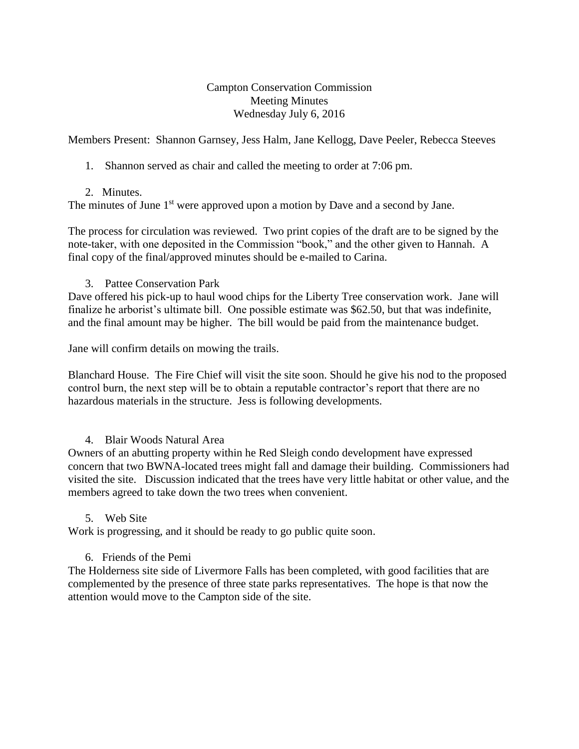Campton Conservation Commission
Meeting Minutes
Wednesday July 6, 2016

Members Present: Shannon Garnsey, Jess Halm, Jane Kellogg, Dave Peeler, Rebecca Steeves

1. Shannon served as chair and called the meeting to order at 7:06 pm.

2. Minutes.

The minutes of June 1st were approved upon a motion by Dave and a second by Jane.

The process for circulation was reviewed. Two print copies of the draft are to be signed by the note-taker, with one deposited in the Commission "book," and the other given to Hannah. A final copy of the final/approved minutes should be e-mailed to Carina.

3. Pattee Conservation Park

Dave offered his pick-up to haul wood chips for the Liberty Tree conservation work. Jane will finalize he arborist's ultimate bill. One possible estimate was $62.50, but that was indefinite, and the final amount may be higher. The bill would be paid from the maintenance budget.

Jane will confirm details on mowing the trails.

Blanchard House. The Fire Chief will visit the site soon. Should he give his nod to the proposed control burn, the next step will be to obtain a reputable contractor's report that there are no hazardous materials in the structure. Jess is following developments.

4. Blair Woods Natural Area

Owners of an abutting property within he Red Sleigh condo development have expressed concern that two BWNA-located trees might fall and damage their building. Commissioners had visited the site. Discussion indicated that the trees have very little habitat or other value, and the members agreed to take down the two trees when convenient.

5. Web Site

Work is progressing, and it should be ready to go public quite soon.

6. Friends of the Pemi

The Holderness site side of Livermore Falls has been completed, with good facilities that are complemented by the presence of three state parks representatives. The hope is that now the attention would move to the Campton side of the site.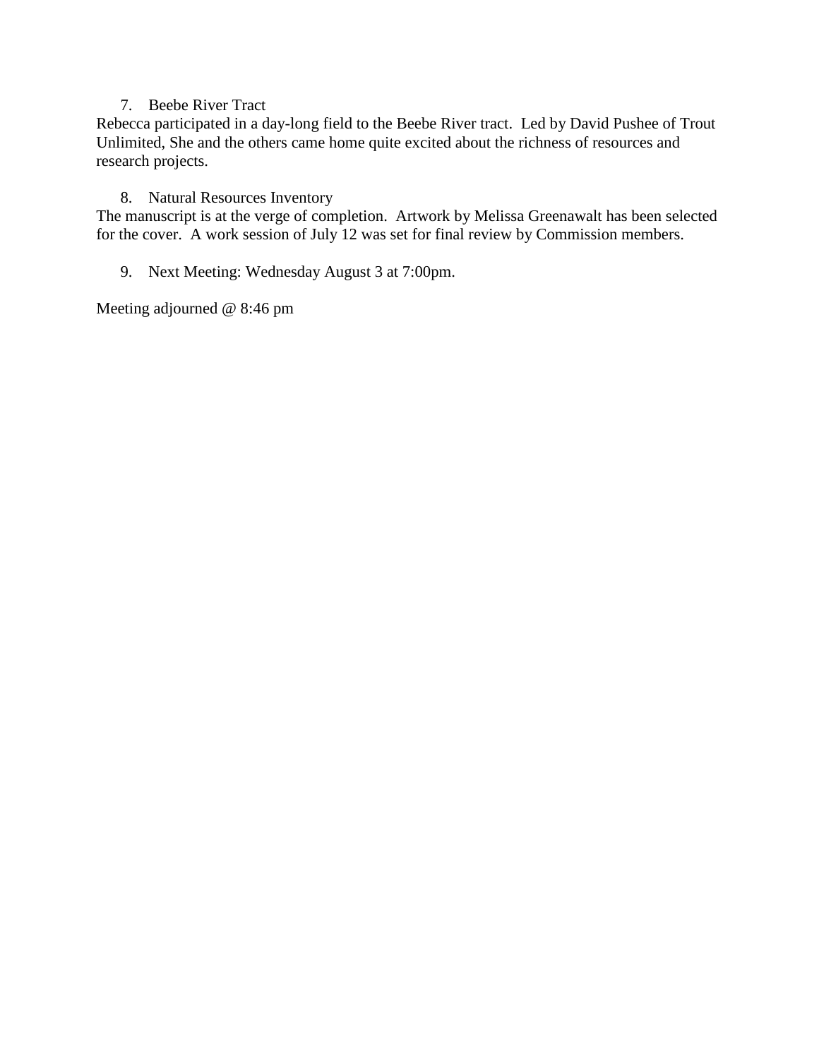7. Beebe River Tract

Rebecca participated in a day-long field to the Beebe River tract. Led by David Pushee of Trout Unlimited, She and the others came home quite excited about the richness of resources and research projects.

8. Natural Resources Inventory

The manuscript is at the verge of completion. Artwork by Melissa Greenawalt has been selected for the cover. A work session of July 12 was set for final review by Commission members.

9. Next Meeting: Wednesday August 3 at 7:00pm.

Meeting adjourned @ 8:46 pm